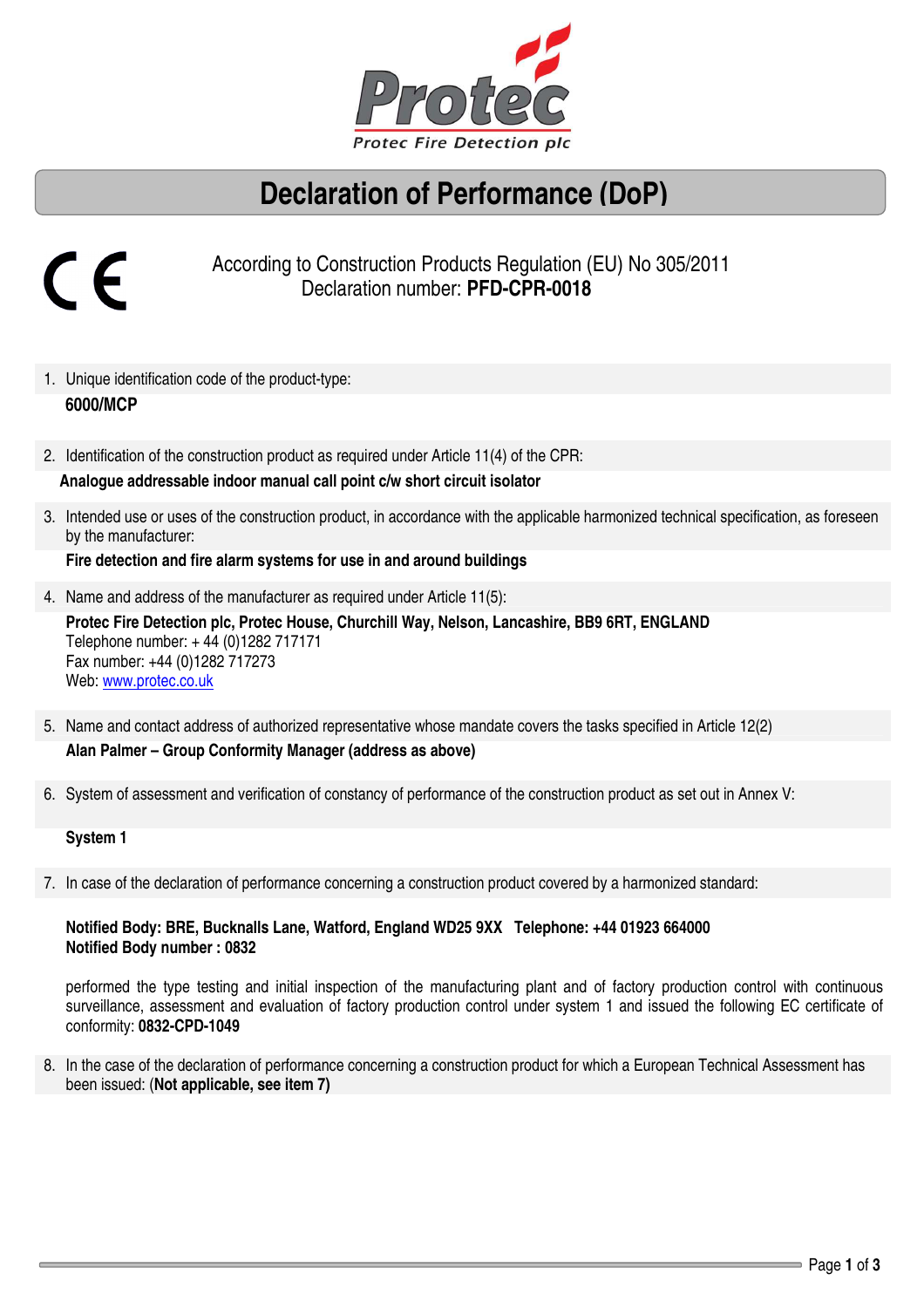Protec Fire Detection plc

# Declaration of Performance (DoP)

CE

According to Construction Products Regulation (EU) No 305/2011
Declaration number: **PFD-CPR-0018**

1. Unique identification code of the product-type:

   **6000/MCP**

2. Identification of the construction product as required under Article 11(4) of the CPR:

   **Analogue addressable indoor manual call point c/w short circuit isolator**

3. Intended use or uses of the construction product, in accordance with the applicable harmonized technical specification, as foreseen by the manufacturer:

   **Fire detection and fire alarm systems for use in and around buildings**

4. Name and address of the manufacturer as required under Article 11(5):

   **Protec Fire Detection plc, Protec House, Churchill Way, Nelson, Lancashire, BB9 6RT, ENGLAND**
   Telephone number: + 44 (0)1282 717171
   Fax number: +44 (0)1282 717273
   Web: www.protec.co.uk

5. Name and contact address of authorized representative whose mandate covers the tasks specified in Article 12(2)

   **Alan Palmer – Group Conformity Manager (address as above)**

6. System of assessment and verification of constancy of performance of the construction product as set out in Annex V:

   **System 1**

7. In case of the declaration of performance concerning a construction product covered by a harmonized standard:

   **Notified Body: BRE, Bucknalls Lane, Watford, England WD25 9XX Telephone: +44 01923 664000**
   **Notified Body number : 0832**

   performed the type testing and initial inspection of the manufacturing plant and of factory production control with continuous surveillance, assessment and evaluation of factory production control under system 1 and issued the following EC certificate of conformity: **0832-CPD-1049**

8. In the case of the declaration of performance concerning a construction product for which a European Technical Assessment has been issued: (**Not applicable, see item 7)**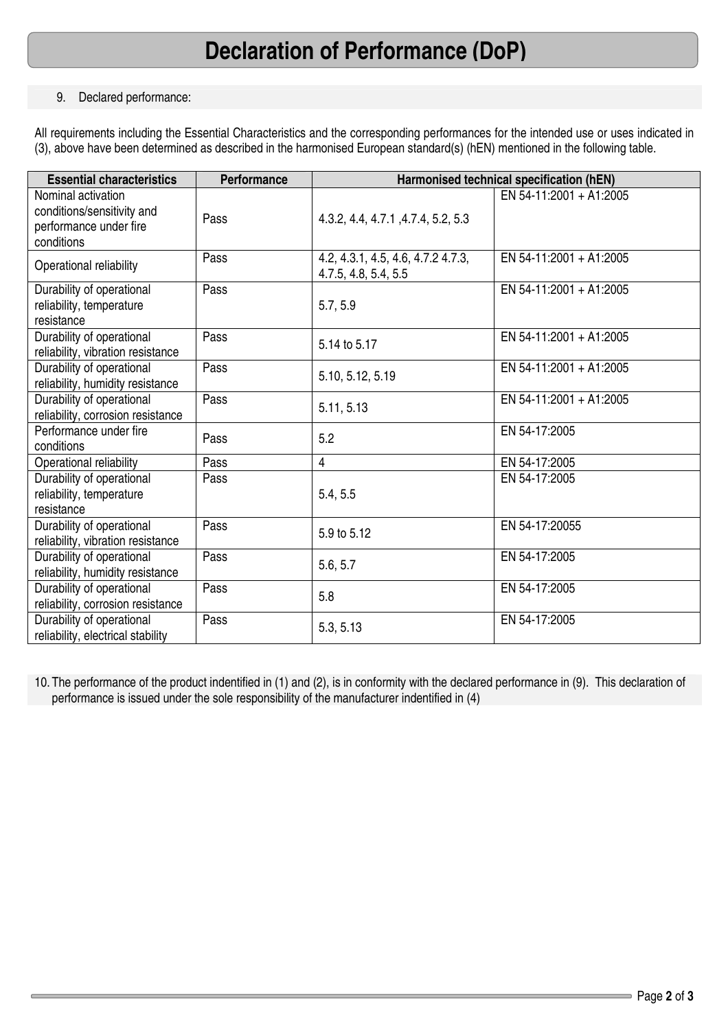# Declaration of Performance (DoP)

9. Declared performance:

All requirements including the Essential Characteristics and the corresponding performances for the intended use or uses indicated in (3), above have been determined as described in the harmonised European standard(s) (hEN) mentioned in the following table.

| Essential characteristics | Performance | Harmonised technical specification (hEN) | |
|---|---|---|---|
| Nominal activation conditions/sensitivity and performance under fire conditions | Pass | 4.3.2, 4.4, 4.7.1 ,4.7.4, 5.2, 5.3 | EN 54-11:2001 + A1:2005 |
| Operational reliability | Pass | 4.2, 4.3.1, 4.5, 4.6, 4.7.2 4.7.3, 4.7.5, 4.8, 5.4, 5.5 | EN 54-11:2001 + A1:2005 |
| Durability of operational reliability, temperature resistance | Pass | 5.7, 5.9 | EN 54-11:2001 + A1:2005 |
| Durability of operational reliability, vibration resistance | Pass | 5.14 to 5.17 | EN 54-11:2001 + A1:2005 |
| Durability of operational reliability, humidity resistance | Pass | 5.10, 5.12, 5.19 | EN 54-11:2001 + A1:2005 |
| Durability of operational reliability, corrosion resistance | Pass | 5.11, 5.13 | EN 54-11:2001 + A1:2005 |
| Performance under fire conditions | Pass | 5.2 | EN 54-17:2005 |
| Operational reliability | Pass | 4 | EN 54-17:2005 |
| Durability of operational reliability, temperature resistance | Pass | 5.4, 5.5 | EN 54-17:2005 |
| Durability of operational reliability, vibration resistance | Pass | 5.9 to 5.12 | EN 54-17:20055 |
| Durability of operational reliability, humidity resistance | Pass | 5.6, 5.7 | EN 54-17:2005 |
| Durability of operational reliability, corrosion resistance | Pass | 5.8 | EN 54-17:2005 |
| Durability of operational reliability, electrical stability | Pass | 5.3, 5.13 | EN 54-17:2005 |

10. The performance of the product indentified in (1) and (2), is in conformity with the declared performance in (9). This declaration of performance is issued under the sole responsibility of the manufacturer indentified in (4)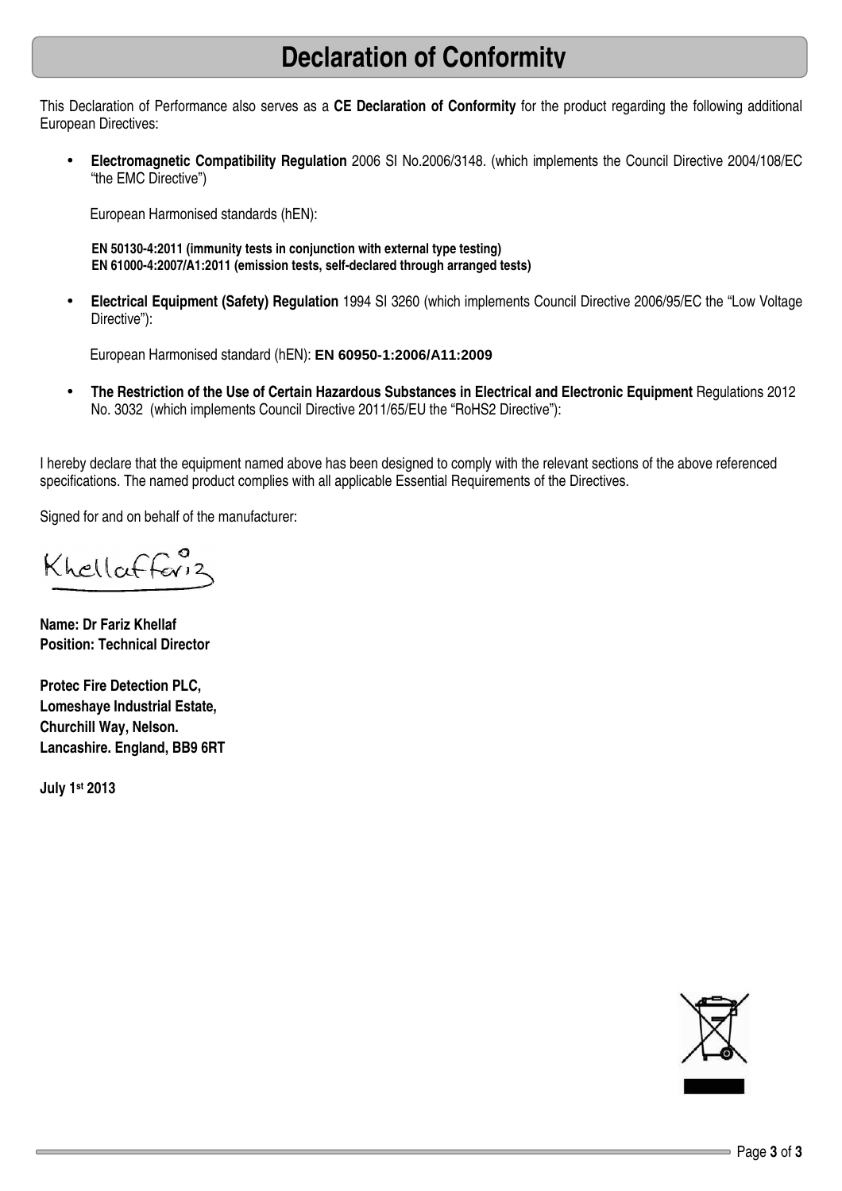# Declaration of Conformity

This Declaration of Performance also serves as a **CE Declaration of Conformity** for the product regarding the following additional European Directives:

- **Electromagnetic Compatibility Regulation** 2006 SI No.2006/3148. (which implements the Council Directive 2004/108/EC "the EMC Directive")

  European Harmonised standards (hEN):

  **EN 50130-4:2011 (immunity tests in conjunction with external type testing)**
  **EN 61000-4:2007/A1:2011 (emission tests, self-declared through arranged tests)**

- **Electrical Equipment (Safety) Regulation** 1994 SI 3260 (which implements Council Directive 2006/95/EC the "Low Voltage Directive"):

  European Harmonised standard (hEN): **EN 60950-1:2006/A11:2009**

- **The Restriction of the Use of Certain Hazardous Substances in Electrical and Electronic Equipment** Regulations 2012 No. 3032 (which implements Council Directive 2011/65/EU the "RoHS2 Directive"):

I hereby declare that the equipment named above has been designed to comply with the relevant sections of the above referenced specifications. The named product complies with all applicable Essential Requirements of the Directives.

Signed for and on behalf of the manufacturer:

Khellaf Fariz

**Name: Dr Fariz Khellaf**
**Position: Technical Director**

**Protec Fire Detection PLC,**
**Lomeshaye Industrial Estate,**
**Churchill Way, Nelson.**
**Lancashire. England, BB9 6RT**

**July 1st 2013**